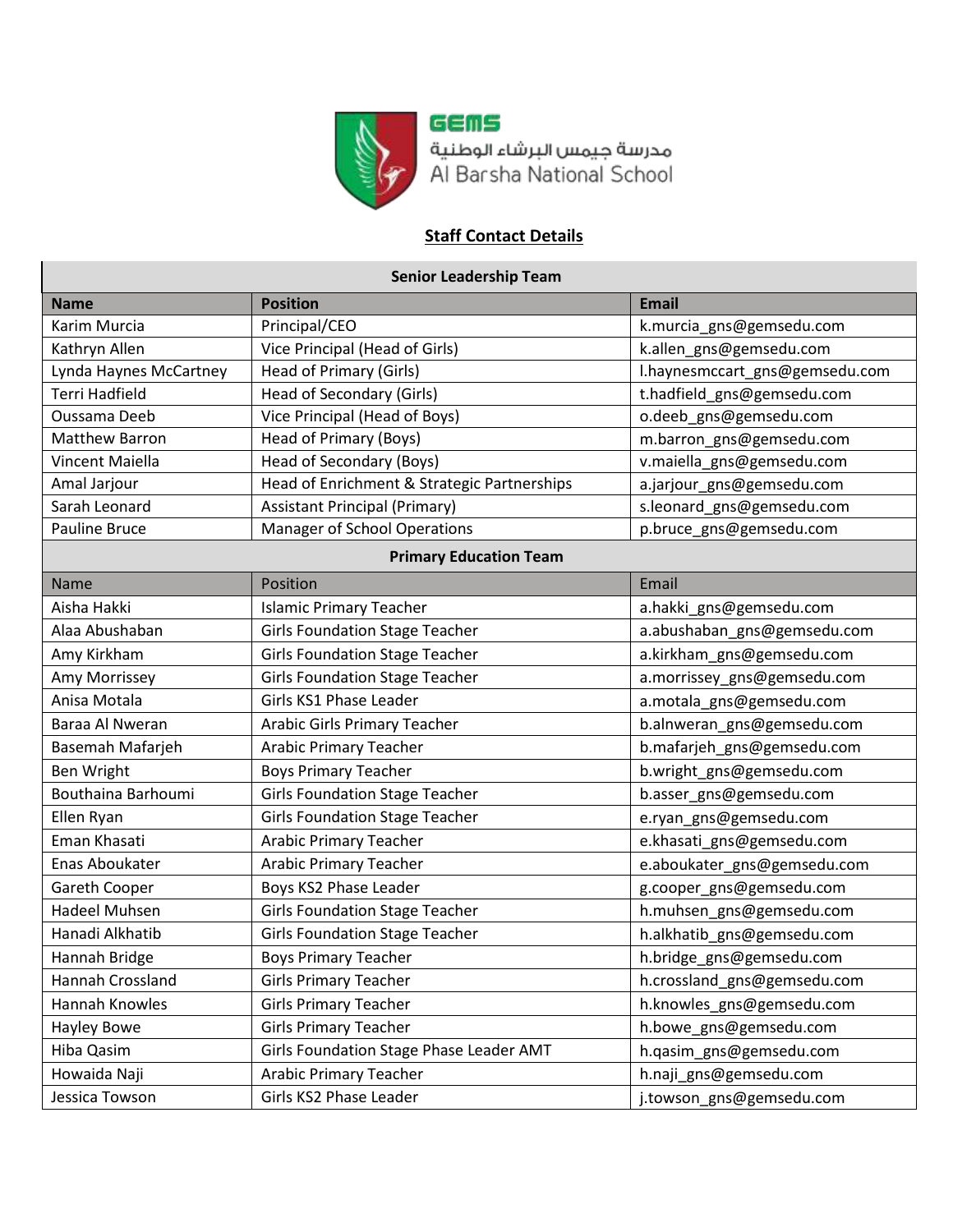GEMS

مدرسة جيمس البرشاء الوطنية

Al Barsha National School

## Staff Contact Details

| Senior Leadership Team | | |
|---|---|---|
| **Name** | **Position** | **Email** |
| Karim Murcia | Principal/CEO | k.murcia_gns@gemsedu.com |
| Kathryn Allen | Vice Principal (Head of Girls) | k.allen_gns@gemsedu.com |
| Lynda Haynes McCartney | Head of Primary (Girls) | l.haynesmccart_gns@gemsedu.com |
| Terri Hadfield | Head of Secondary (Girls) | t.hadfield_gns@gemsedu.com |
| Oussama Deeb | Vice Principal (Head of Boys) | o.deeb_gns@gemsedu.com |
| Matthew Barron | Head of Primary (Boys) | m.barron_gns@gemsedu.com |
| Vincent Maiella | Head of Secondary (Boys) | v.maiella_gns@gemsedu.com |
| Amal Jarjour | Head of Enrichment & Strategic Partnerships | a.jarjour_gns@gemsedu.com |
| Sarah Leonard | Assistant Principal (Primary) | s.leonard_gns@gemsedu.com |
| Pauline Bruce | Manager of School Operations | p.bruce_gns@gemsedu.com |
| **Primary Education Team** | | |
| Name | Position | Email |
| Aisha Hakki | Islamic Primary Teacher | a.hakki_gns@gemsedu.com |
| Alaa Abushaban | Girls Foundation Stage Teacher | a.abushaban_gns@gemsedu.com |
| Amy Kirkham | Girls Foundation Stage Teacher | a.kirkham_gns@gemsedu.com |
| Amy Morrissey | Girls Foundation Stage Teacher | a.morrissey_gns@gemsedu.com |
| Anisa Motala | Girls KS1 Phase Leader | a.motala_gns@gemsedu.com |
| Baraa Al Nweran | Arabic Girls Primary Teacher | b.alnweran_gns@gemsedu.com |
| Basemah Mafarjeh | Arabic Primary Teacher | b.mafarjeh_gns@gemsedu.com |
| Ben Wright | Boys Primary Teacher | b.wright_gns@gemsedu.com |
| Bouthaina Barhoumi | Girls Foundation Stage Teacher | b.asser_gns@gemsedu.com |
| Ellen Ryan | Girls Foundation Stage Teacher | e.ryan_gns@gemsedu.com |
| Eman Khasati | Arabic Primary Teacher | e.khasati_gns@gemsedu.com |
| Enas Aboukater | Arabic Primary Teacher | e.aboukater_gns@gemsedu.com |
| Gareth Cooper | Boys KS2 Phase Leader | g.cooper_gns@gemsedu.com |
| Hadeel Muhsen | Girls Foundation Stage Teacher | h.muhsen_gns@gemsedu.com |
| Hanadi Alkhatib | Girls Foundation Stage Teacher | h.alkhatib_gns@gemsedu.com |
| Hannah Bridge | Boys Primary Teacher | h.bridge_gns@gemsedu.com |
| Hannah Crossland | Girls Primary Teacher | h.crossland_gns@gemsedu.com |
| Hannah Knowles | Girls Primary Teacher | h.knowles_gns@gemsedu.com |
| Hayley Bowe | Girls Primary Teacher | h.bowe_gns@gemsedu.com |
| Hiba Qasim | Girls Foundation Stage Phase Leader AMT | h.qasim_gns@gemsedu.com |
| Howaida Naji | Arabic Primary Teacher | h.naji_gns@gemsedu.com |
| Jessica Towson | Girls KS2 Phase Leader | j.towson_gns@gemsedu.com |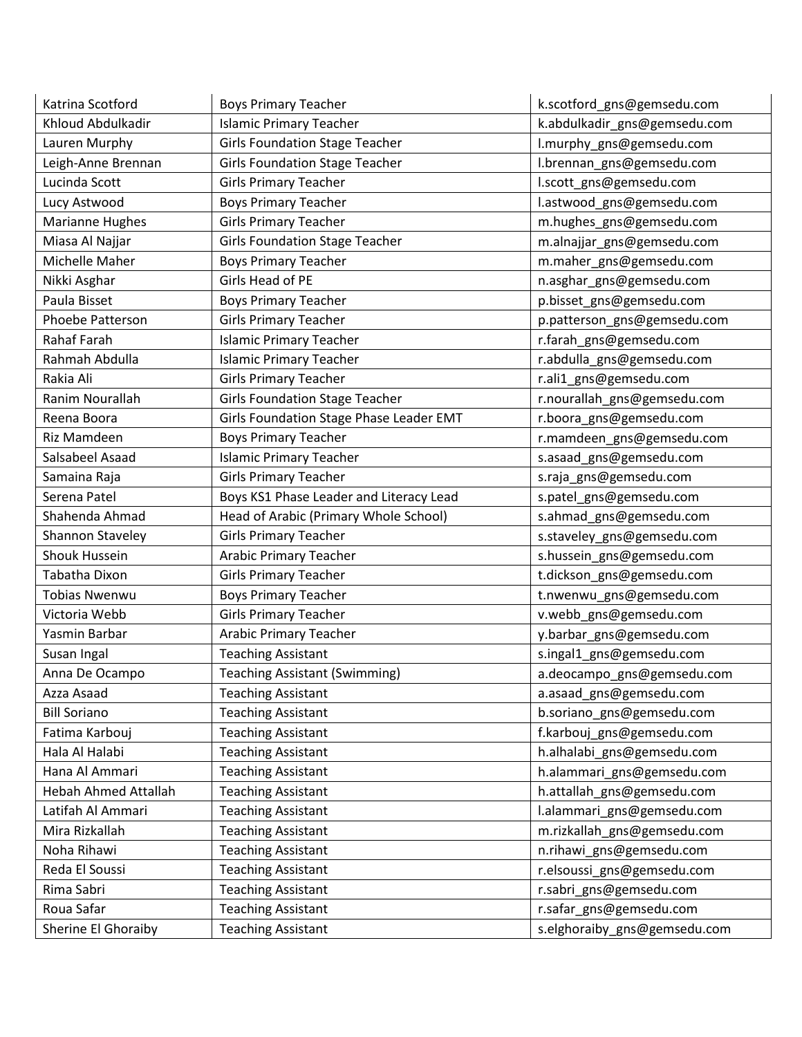| Katrina Scotford | Boys Primary Teacher | k.scotford_gns@gemsedu.com |
|---|---|---|
| Khloud Abdulkadir | Islamic Primary Teacher | k.abdulkadir_gns@gemsedu.com |
| Lauren Murphy | Girls Foundation Stage Teacher | l.murphy_gns@gemsedu.com |
| Leigh-Anne Brennan | Girls Foundation Stage Teacher | l.brennan_gns@gemsedu.com |
| Lucinda Scott | Girls Primary Teacher | l.scott_gns@gemsedu.com |
| Lucy Astwood | Boys Primary Teacher | l.astwood_gns@gemsedu.com |
| Marianne Hughes | Girls Primary Teacher | m.hughes_gns@gemsedu.com |
| Miasa Al Najjar | Girls Foundation Stage Teacher | m.alnajjar_gns@gemsedu.com |
| Michelle Maher | Boys Primary Teacher | m.maher_gns@gemsedu.com |
| Nikki Asghar | Girls Head of PE | n.asghar_gns@gemsedu.com |
| Paula Bisset | Boys Primary Teacher | p.bisset_gns@gemsedu.com |
| Phoebe Patterson | Girls Primary Teacher | p.patterson_gns@gemsedu.com |
| Rahaf Farah | Islamic Primary Teacher | r.farah_gns@gemsedu.com |
| Rahmah Abdulla | Islamic Primary Teacher | r.abdulla_gns@gemsedu.com |
| Rakia Ali | Girls Primary Teacher | r.ali1_gns@gemsedu.com |
| Ranim Nourallah | Girls Foundation Stage Teacher | r.nourallah_gns@gemsedu.com |
| Reena Boora | Girls Foundation Stage Phase Leader EMT | r.boora_gns@gemsedu.com |
| Riz Mamdeen | Boys Primary Teacher | r.mamdeen_gns@gemsedu.com |
| Salsabeel Asaad | Islamic Primary Teacher | s.asaad_gns@gemsedu.com |
| Samaina Raja | Girls Primary Teacher | s.raja_gns@gemsedu.com |
| Serena Patel | Boys KS1 Phase Leader and Literacy Lead | s.patel_gns@gemsedu.com |
| Shahenda Ahmad | Head of Arabic (Primary Whole School) | s.ahmad_gns@gemsedu.com |
| Shannon Staveley | Girls Primary Teacher | s.staveley_gns@gemsedu.com |
| Shouk Hussein | Arabic Primary Teacher | s.hussein_gns@gemsedu.com |
| Tabatha Dixon | Girls Primary Teacher | t.dickson_gns@gemsedu.com |
| Tobias Nwenwu | Boys Primary Teacher | t.nwenwu_gns@gemsedu.com |
| Victoria Webb | Girls Primary Teacher | v.webb_gns@gemsedu.com |
| Yasmin Barbar | Arabic Primary Teacher | y.barbar_gns@gemsedu.com |
| Susan Ingal | Teaching Assistant | s.ingal1_gns@gemsedu.com |
| Anna De Ocampo | Teaching Assistant (Swimming) | a.deocampo_gns@gemsedu.com |
| Azza Asaad | Teaching Assistant | a.asaad_gns@gemsedu.com |
| Bill Soriano | Teaching Assistant | b.soriano_gns@gemsedu.com |
| Fatima Karbouj | Teaching Assistant | f.karbouj_gns@gemsedu.com |
| Hala Al Halabi | Teaching Assistant | h.alhalabi_gns@gemsedu.com |
| Hana Al Ammari | Teaching Assistant | h.alammari_gns@gemsedu.com |
| Hebah Ahmed Attallah | Teaching Assistant | h.attallah_gns@gemsedu.com |
| Latifah Al Ammari | Teaching Assistant | l.alammari_gns@gemsedu.com |
| Mira Rizkallah | Teaching Assistant | m.rizkallah_gns@gemsedu.com |
| Noha Rihawi | Teaching Assistant | n.rihawi_gns@gemsedu.com |
| Reda El Soussi | Teaching Assistant | r.elsoussi_gns@gemsedu.com |
| Rima Sabri | Teaching Assistant | r.sabri_gns@gemsedu.com |
| Roua Safar | Teaching Assistant | r.safar_gns@gemsedu.com |
| Sherine El Ghoraiby | Teaching Assistant | s.elghoraiby_gns@gemsedu.com |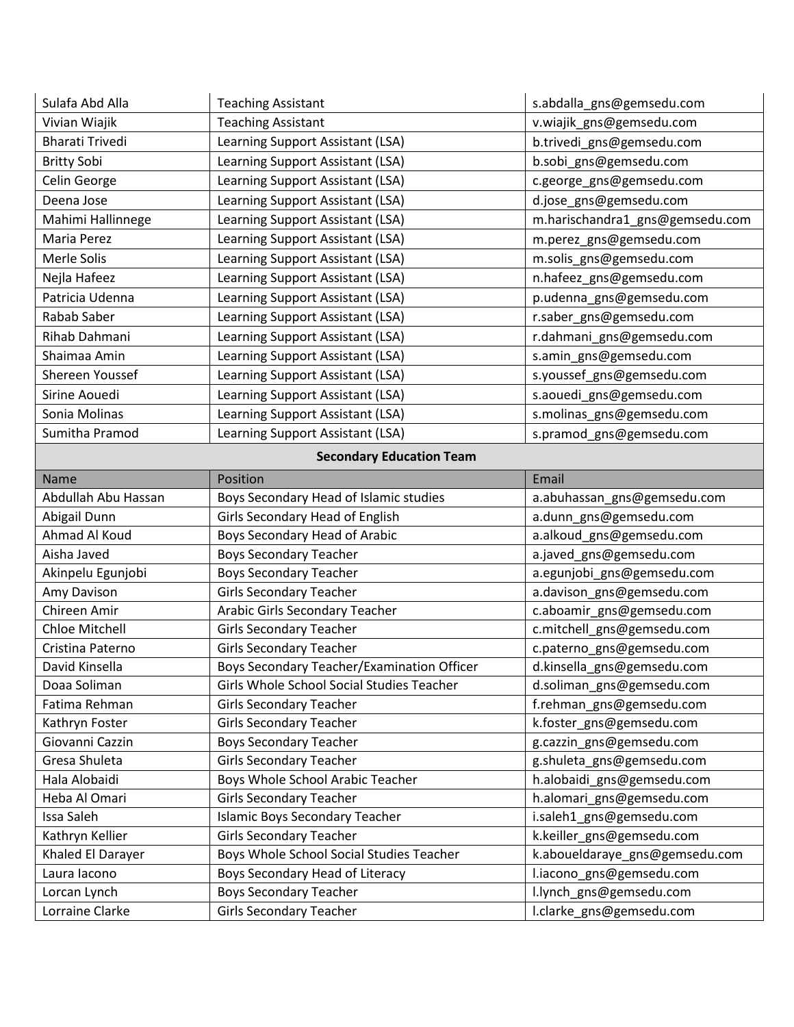| Sulafa Abd Alla | Teaching Assistant | s.abdalla_gns@gemsedu.com |
|---|---|---|
| Vivian Wiajik | Teaching Assistant | v.wiajik_gns@gemsedu.com |
| Bharati Trivedi | Learning Support Assistant (LSA) | b.trivedi_gns@gemsedu.com |
| Britty Sobi | Learning Support Assistant (LSA) | b.sobi_gns@gemsedu.com |
| Celin George | Learning Support Assistant (LSA) | c.george_gns@gemsedu.com |
| Deena Jose | Learning Support Assistant (LSA) | d.jose_gns@gemsedu.com |
| Mahimi Hallinnege | Learning Support Assistant (LSA) | m.harischandra1_gns@gemsedu.com |
| Maria Perez | Learning Support Assistant (LSA) | m.perez_gns@gemsedu.com |
| Merle Solis | Learning Support Assistant (LSA) | m.solis_gns@gemsedu.com |
| Nejla Hafeez | Learning Support Assistant (LSA) | n.hafeez_gns@gemsedu.com |
| Patricia Udenna | Learning Support Assistant (LSA) | p.udenna_gns@gemsedu.com |
| Rabab Saber | Learning Support Assistant (LSA) | r.saber_gns@gemsedu.com |
| Rihab Dahmani | Learning Support Assistant (LSA) | r.dahmani_gns@gemsedu.com |
| Shaimaa Amin | Learning Support Assistant (LSA) | s.amin_gns@gemsedu.com |
| Shereen Youssef | Learning Support Assistant (LSA) | s.youssef_gns@gemsedu.com |
| Sirine Aouedi | Learning Support Assistant (LSA) | s.aouedi_gns@gemsedu.com |
| Sonia Molinas | Learning Support Assistant (LSA) | s.molinas_gns@gemsedu.com |
| Sumitha Pramod | Learning Support Assistant (LSA) | s.pramod_gns@gemsedu.com |

**Secondary Education Team**

| Name | Position | Email |
|---|---|---|
| Abdullah Abu Hassan | Boys Secondary Head of Islamic studies | a.abuhassan_gns@gemsedu.com |
| Abigail Dunn | Girls Secondary Head of English | a.dunn_gns@gemsedu.com |
| Ahmad Al Koud | Boys Secondary Head of Arabic | a.alkoud_gns@gemsedu.com |
| Aisha Javed | Boys Secondary Teacher | a.javed_gns@gemsedu.com |
| Akinpelu Egunjobi | Boys Secondary Teacher | a.egunjobi_gns@gemsedu.com |
| Amy Davison | Girls Secondary Teacher | a.davison_gns@gemsedu.com |
| Chireen Amir | Arabic Girls Secondary Teacher | c.aboamir_gns@gemsedu.com |
| Chloe Mitchell | Girls Secondary Teacher | c.mitchell_gns@gemsedu.com |
| Cristina Paterno | Girls Secondary Teacher | c.paterno_gns@gemsedu.com |
| David Kinsella | Boys Secondary Teacher/Examination Officer | d.kinsella_gns@gemsedu.com |
| Doaa Soliman | Girls Whole School Social Studies Teacher | d.soliman_gns@gemsedu.com |
| Fatima Rehman | Girls Secondary Teacher | f.rehman_gns@gemsedu.com |
| Kathryn Foster | Girls Secondary Teacher | k.foster_gns@gemsedu.com |
| Giovanni Cazzin | Boys Secondary Teacher | g.cazzin_gns@gemsedu.com |
| Gresa Shuleta | Girls Secondary Teacher | g.shuleta_gns@gemsedu.com |
| Hala Alobaidi | Boys Whole School Arabic Teacher | h.alobaidi_gns@gemsedu.com |
| Heba Al Omari | Girls Secondary Teacher | h.alomari_gns@gemsedu.com |
| Issa Saleh | Islamic Boys Secondary Teacher | i.saleh1_gns@gemsedu.com |
| Kathryn Kellier | Girls Secondary Teacher | k.keiller_gns@gemsedu.com |
| Khaled El Darayer | Boys Whole School Social Studies Teacher | k.aboueldaraye_gns@gemsedu.com |
| Laura Iacono | Boys Secondary Head of Literacy | l.iacono_gns@gemsedu.com |
| Lorcan Lynch | Boys Secondary Teacher | l.lynch_gns@gemsedu.com |
| Lorraine Clarke | Girls Secondary Teacher | l.clarke_gns@gemsedu.com |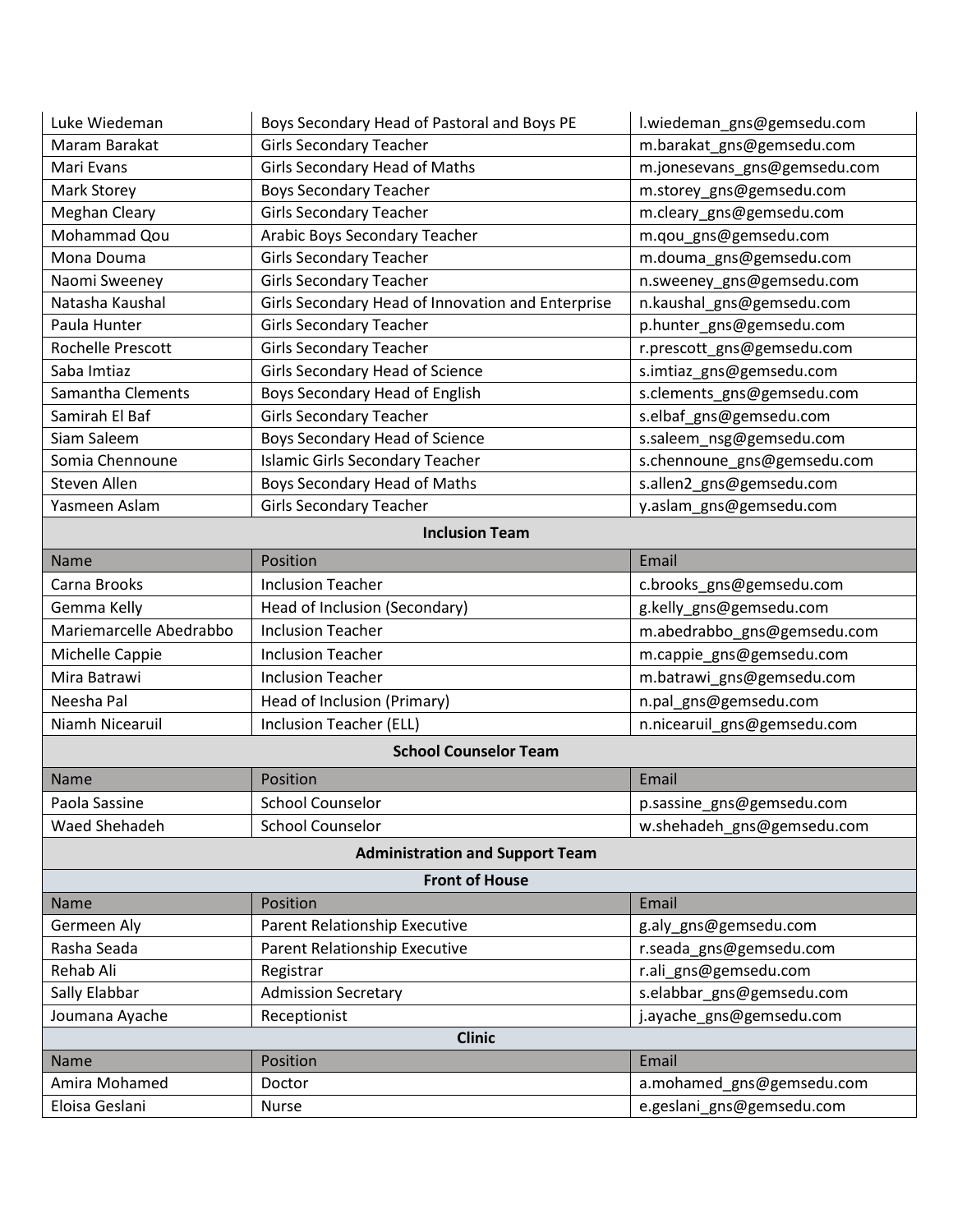| | | |
|---|---|---|
| Luke Wiedeman | Boys Secondary Head of Pastoral and Boys PE | l.wiedeman_gns@gemsedu.com |
| Maram Barakat | Girls Secondary Teacher | m.barakat_gns@gemsedu.com |
| Mari Evans | Girls Secondary Head of Maths | m.jonesevans_gns@gemsedu.com |
| Mark Storey | Boys Secondary Teacher | m.storey_gns@gemsedu.com |
| Meghan Cleary | Girls Secondary Teacher | m.cleary_gns@gemsedu.com |
| Mohammad Qou | Arabic Boys Secondary Teacher | m.qou_gns@gemsedu.com |
| Mona Douma | Girls Secondary Teacher | m.douma_gns@gemsedu.com |
| Naomi Sweeney | Girls Secondary Teacher | n.sweeney_gns@gemsedu.com |
| Natasha Kaushal | Girls Secondary Head of Innovation and Enterprise | n.kaushal_gns@gemsedu.com |
| Paula Hunter | Girls Secondary Teacher | p.hunter_gns@gemsedu.com |
| Rochelle Prescott | Girls Secondary Teacher | r.prescott_gns@gemsedu.com |
| Saba Imtiaz | Girls Secondary Head of Science | s.imtiaz_gns@gemsedu.com |
| Samantha Clements | Boys Secondary Head of English | s.clements_gns@gemsedu.com |
| Samirah El Baf | Girls Secondary Teacher | s.elbaf_gns@gemsedu.com |
| Siam Saleem | Boys Secondary Head of Science | s.saleem_nsg@gemsedu.com |
| Somia Chennoune | Islamic Girls Secondary Teacher | s.chennoune_gns@gemsedu.com |
| Steven Allen | Boys Secondary Head of Maths | s.allen2_gns@gemsedu.com |
| Yasmeen Aslam | Girls Secondary Teacher | y.aslam_gns@gemsedu.com |

**Inclusion Team**

| Name | Position | Email |
|---|---|---|
| Carna Brooks | Inclusion Teacher | c.brooks_gns@gemsedu.com |
| Gemma Kelly | Head of Inclusion (Secondary) | g.kelly_gns@gemsedu.com |
| Mariemarcelle Abedrabbo | Inclusion Teacher | m.abedrabbo_gns@gemsedu.com |
| Michelle Cappie | Inclusion Teacher | m.cappie_gns@gemsedu.com |
| Mira Batrawi | Inclusion Teacher | m.batrawi_gns@gemsedu.com |
| Neesha Pal | Head of Inclusion (Primary) | n.pal_gns@gemsedu.com |
| Niamh Nicearuil | Inclusion Teacher (ELL) | n.nicearuil_gns@gemsedu.com |

**School Counselor Team**

| Name | Position | Email |
|---|---|---|
| Paola Sassine | School Counselor | p.sassine_gns@gemsedu.com |
| Waed Shehadeh | School Counselor | w.shehadeh_gns@gemsedu.com |

**Administration and Support Team**

**Front of House**

| Name | Position | Email |
|---|---|---|
| Germeen Aly | Parent Relationship Executive | g.aly_gns@gemsedu.com |
| Rasha Seada | Parent Relationship Executive | r.seada_gns@gemsedu.com |
| Rehab Ali | Registrar | r.ali_gns@gemsedu.com |
| Sally Elabbar | Admission Secretary | s.elabbar_gns@gemsedu.com |
| Joumana Ayache | Receptionist | j.ayache_gns@gemsedu.com |

**Clinic**

| Name | Position | Email |
|---|---|---|
| Amira Mohamed | Doctor | a.mohamed_gns@gemsedu.com |
| Eloisa Geslani | Nurse | e.geslani_gns@gemsedu.com |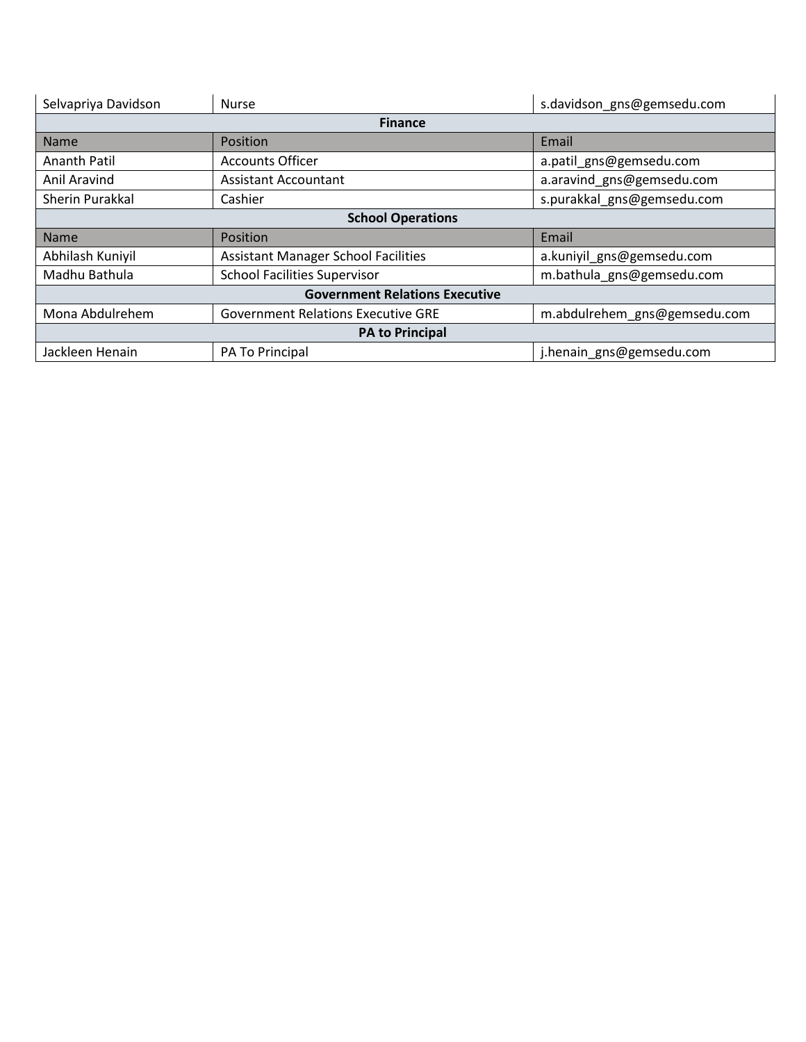| | | |
|---|---|---|
| Selvapriya Davidson | Nurse | s.davidson_gns@gemsedu.com |
| **Finance** | | |
| Name | Position | Email |
| Ananth Patil | Accounts Officer | a.patil_gns@gemsedu.com |
| Anil Aravind | Assistant Accountant | a.aravind_gns@gemsedu.com |
| Sherin Purakkal | Cashier | s.purakkal_gns@gemsedu.com |
| **School Operations** | | |
| Name | Position | Email |
| Abhilash Kuniyil | Assistant Manager School Facilities | a.kuniyil_gns@gemsedu.com |
| Madhu Bathula | School Facilities Supervisor | m.bathula_gns@gemsedu.com |
| **Government Relations Executive** | | |
| Mona Abdulrehem | Government Relations Executive GRE | m.abdulrehem_gns@gemsedu.com |
| **PA to Principal** | | |
| Jackleen Henain | PA To Principal | j.henain_gns@gemsedu.com |